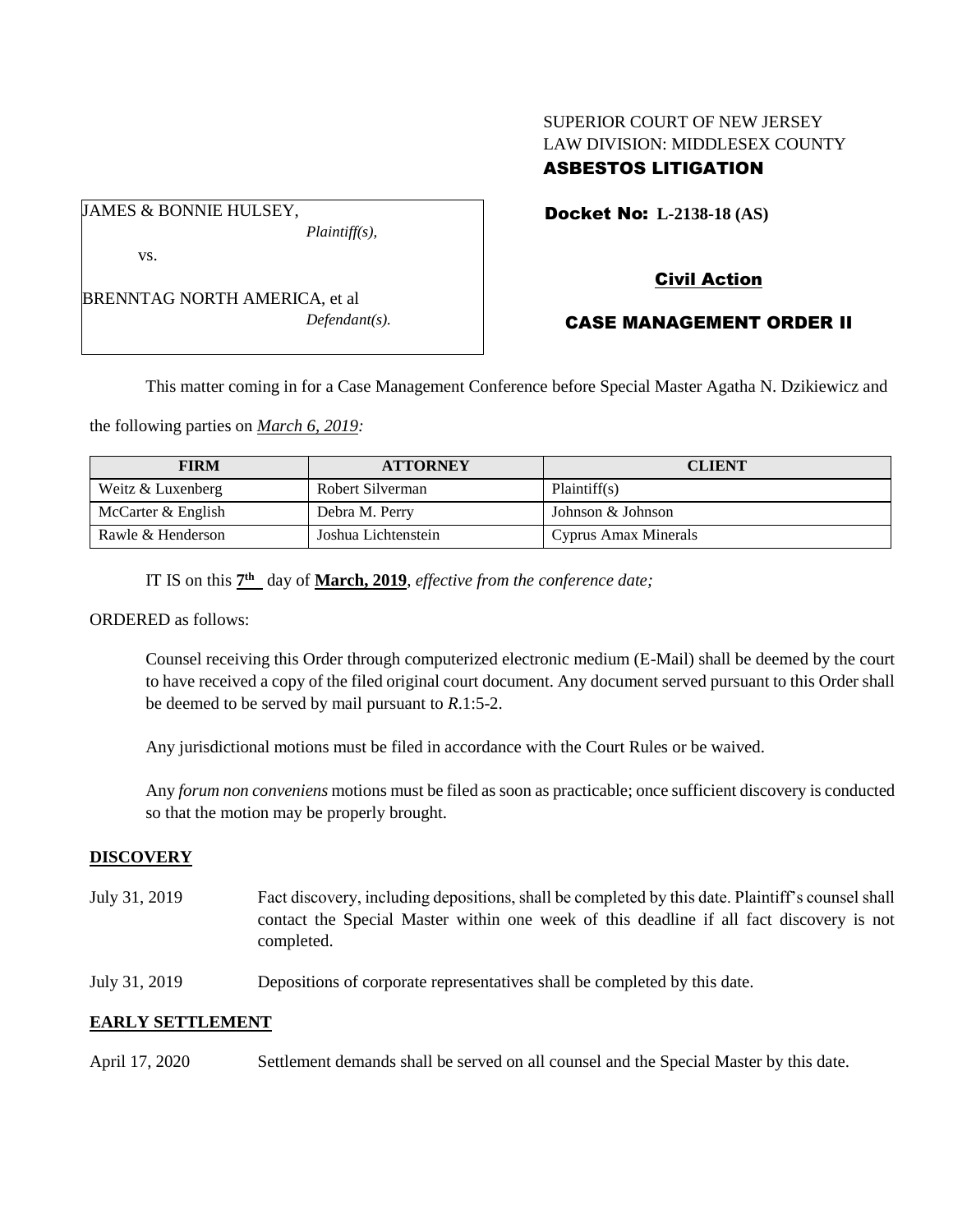SUPERIOR COURT OF NEW JERSEY
LAW DIVISION: MIDDLESEX COUNTY
**ASBESTOS LITIGATION**

JAMES & BONNIE HULSEY,
*Plaintiff(s),*

vs.

BRENNTAG NORTH AMERICA, et al
*Defendant(s).*

**Docket No: L-2138-18 (AS)**

**Civil Action**

**CASE MANAGEMENT ORDER II**

This matter coming in for a Case Management Conference before Special Master Agatha N. Dzikiewicz and the following parties on *March 6, 2019:*

| FIRM | ATTORNEY | CLIENT |
|---|---|---|
| Weitz & Luxenberg | Robert Silverman | Plaintiff(s) |
| McCarter & English | Debra M. Perry | Johnson & Johnson |
| Rawle & Henderson | Joshua Lichtenstein | Cyprus Amax Minerals |

IT IS on this **7th** day of **March, 2019**, *effective from the conference date;*

ORDERED as follows:

Counsel receiving this Order through computerized electronic medium (E-Mail) shall be deemed by the court to have received a copy of the filed original court document. Any document served pursuant to this Order shall be deemed to be served by mail pursuant to *R*.1:5-2.

Any jurisdictional motions must be filed in accordance with the Court Rules or be waived.

Any *forum non conveniens* motions must be filed as soon as practicable; once sufficient discovery is conducted so that the motion may be properly brought.

## DISCOVERY

July 31, 2019 — Fact discovery, including depositions, shall be completed by this date. Plaintiff's counsel shall contact the Special Master within one week of this deadline if all fact discovery is not completed.

July 31, 2019 — Depositions of corporate representatives shall be completed by this date.

## EARLY SETTLEMENT

April 17, 2020 — Settlement demands shall be served on all counsel and the Special Master by this date.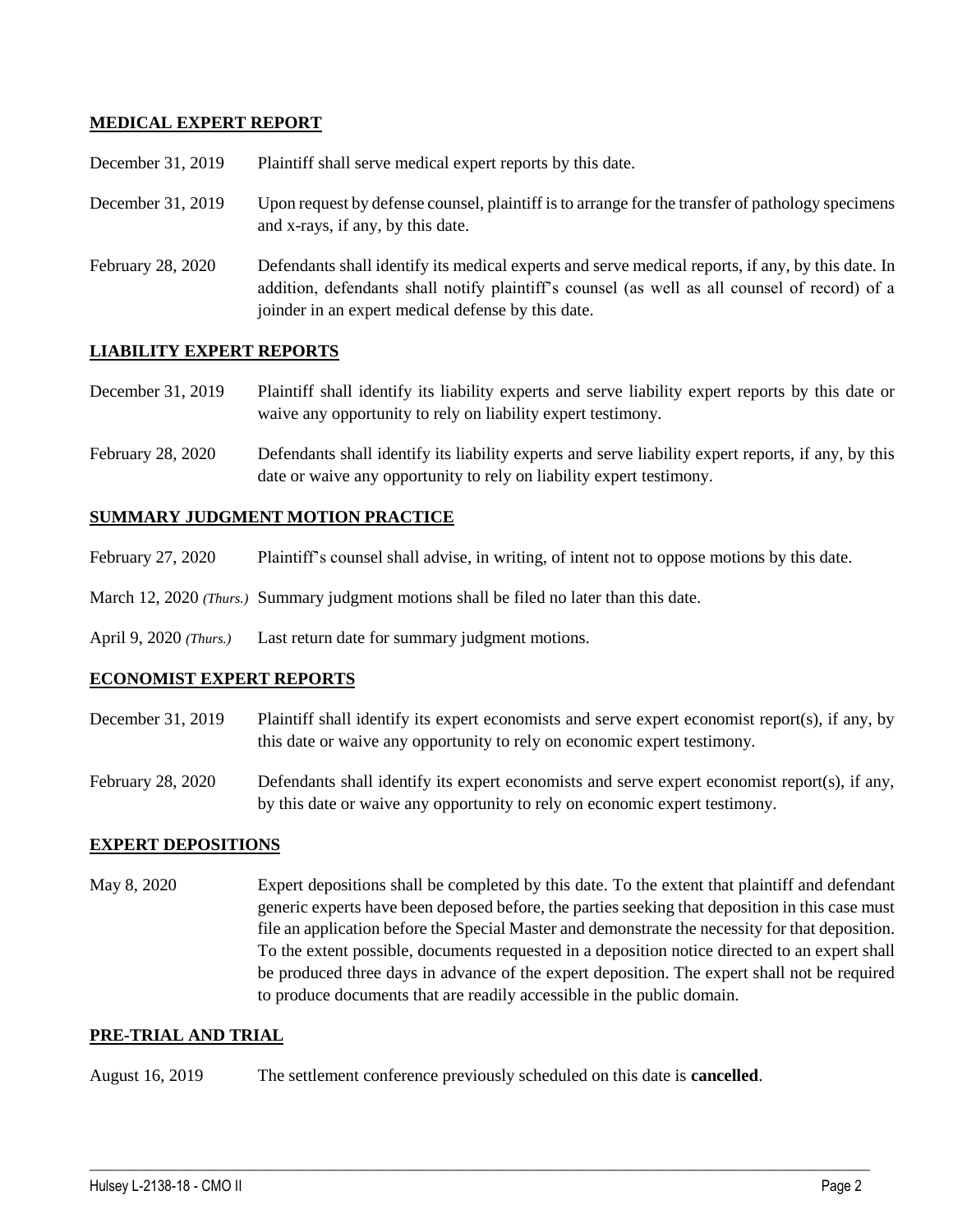## MEDICAL EXPERT REPORT

| | |
|---|---|
| December 31, 2019 | Plaintiff shall serve medical expert reports by this date. |
| December 31, 2019 | Upon request by defense counsel, plaintiff is to arrange for the transfer of pathology specimens and x-rays, if any, by this date. |
| February 28, 2020 | Defendants shall identify its medical experts and serve medical reports, if any, by this date. In addition, defendants shall notify plaintiff's counsel (as well as all counsel of record) of a joinder in an expert medical defense by this date. |

## LIABILITY EXPERT REPORTS

| | |
|---|---|
| December 31, 2019 | Plaintiff shall identify its liability experts and serve liability expert reports by this date or waive any opportunity to rely on liability expert testimony. |
| February 28, 2020 | Defendants shall identify its liability experts and serve liability expert reports, if any, by this date or waive any opportunity to rely on liability expert testimony. |

## SUMMARY JUDGMENT MOTION PRACTICE

| | |
|---|---|
| February 27, 2020 | Plaintiff's counsel shall advise, in writing, of intent not to oppose motions by this date. |
| March 12, 2020 *(Thurs.)* | Summary judgment motions shall be filed no later than this date. |
| April 9, 2020 *(Thurs.)* | Last return date for summary judgment motions. |

## ECONOMIST EXPERT REPORTS

| | |
|---|---|
| December 31, 2019 | Plaintiff shall identify its expert economists and serve expert economist report(s), if any, by this date or waive any opportunity to rely on economic expert testimony. |
| February 28, 2020 | Defendants shall identify its expert economists and serve expert economist report(s), if any, by this date or waive any opportunity to rely on economic expert testimony. |

## EXPERT DEPOSITIONS

| | |
|---|---|
| May 8, 2020 | Expert depositions shall be completed by this date. To the extent that plaintiff and defendant generic experts have been deposed before, the parties seeking that deposition in this case must file an application before the Special Master and demonstrate the necessity for that deposition. To the extent possible, documents requested in a deposition notice directed to an expert shall be produced three days in advance of the expert deposition. The expert shall not be required to produce documents that are readily accessible in the public domain. |

## PRE-TRIAL AND TRIAL

| | |
|---|---|
| August 16, 2019 | The settlement conference previously scheduled on this date is **cancelled**. |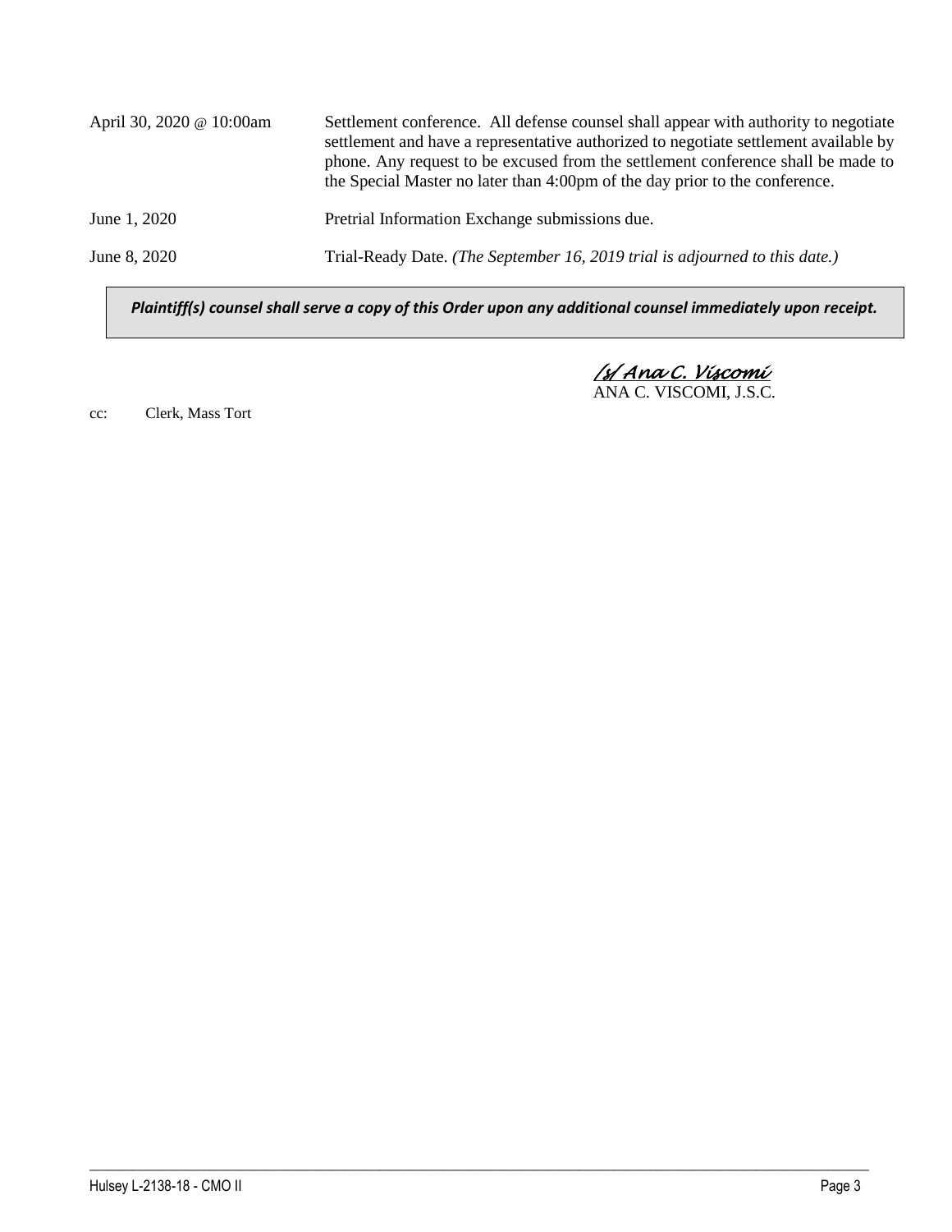| | |
|---|---|
| April 30, 2020 @ 10:00am | Settlement conference. All defense counsel shall appear with authority to negotiate settlement and have a representative authorized to negotiate settlement available by phone. Any request to be excused from the settlement conference shall be made to the Special Master no later than 4:00pm of the day prior to the conference. |
| June 1, 2020 | Pretrial Information Exchange submissions due. |
| June 8, 2020 | Trial-Ready Date. *(The September 16, 2019 trial is adjourned to this date.)* |

***Plaintiff(s) counsel shall serve a copy of this Order upon any additional counsel immediately upon receipt.***

*/s/ Ana C. Viscomi*
ANA C. VISCOMI, J.S.C.

cc: Clerk, Mass Tort